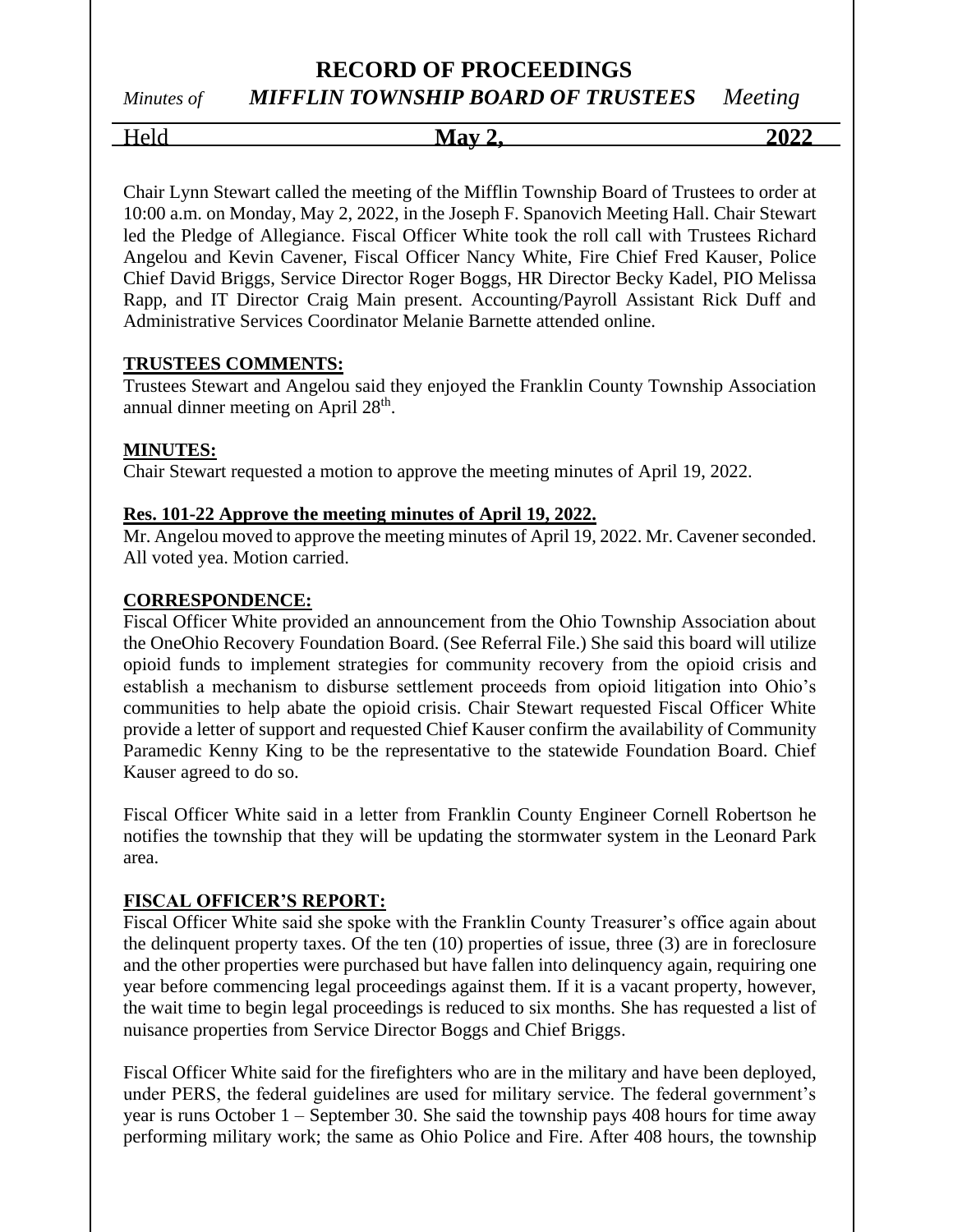# RECORD OF PROCEEDINGS

*Minutes of* ***MIFFLIN TOWNSHIP BOARD OF TRUSTEES*** *Meeting*

Held **May 2,** **2022**

Chair Lynn Stewart called the meeting of the Mifflin Township Board of Trustees to order at 10:00 a.m. on Monday, May 2, 2022, in the Joseph F. Spanovich Meeting Hall. Chair Stewart led the Pledge of Allegiance. Fiscal Officer White took the roll call with Trustees Richard Angelou and Kevin Cavener, Fiscal Officer Nancy White, Fire Chief Fred Kauser, Police Chief David Briggs, Service Director Roger Boggs, HR Director Becky Kadel, PIO Melissa Rapp, and IT Director Craig Main present. Accounting/Payroll Assistant Rick Duff and Administrative Services Coordinator Melanie Barnette attended online.

**TRUSTEES COMMENTS:**

Trustees Stewart and Angelou said they enjoyed the Franklin County Township Association annual dinner meeting on April 28th.

**MINUTES:**

Chair Stewart requested a motion to approve the meeting minutes of April 19, 2022.

**Res. 101-22 Approve the meeting minutes of April 19, 2022.**

Mr. Angelou moved to approve the meeting minutes of April 19, 2022. Mr. Cavener seconded. All voted yea. Motion carried.

**CORRESPONDENCE:**

Fiscal Officer White provided an announcement from the Ohio Township Association about the OneOhio Recovery Foundation Board. (See Referral File.) She said this board will utilize opioid funds to implement strategies for community recovery from the opioid crisis and establish a mechanism to disburse settlement proceeds from opioid litigation into Ohio's communities to help abate the opioid crisis. Chair Stewart requested Fiscal Officer White provide a letter of support and requested Chief Kauser confirm the availability of Community Paramedic Kenny King to be the representative to the statewide Foundation Board. Chief Kauser agreed to do so.

Fiscal Officer White said in a letter from Franklin County Engineer Cornell Robertson he notifies the township that they will be updating the stormwater system in the Leonard Park area.

**FISCAL OFFICER'S REPORT:**

Fiscal Officer White said she spoke with the Franklin County Treasurer's office again about the delinquent property taxes. Of the ten (10) properties of issue, three (3) are in foreclosure and the other properties were purchased but have fallen into delinquency again, requiring one year before commencing legal proceedings against them. If it is a vacant property, however, the wait time to begin legal proceedings is reduced to six months. She has requested a list of nuisance properties from Service Director Boggs and Chief Briggs.

Fiscal Officer White said for the firefighters who are in the military and have been deployed, under PERS, the federal guidelines are used for military service. The federal government's year is runs October 1 – September 30. She said the township pays 408 hours for time away performing military work; the same as Ohio Police and Fire. After 408 hours, the township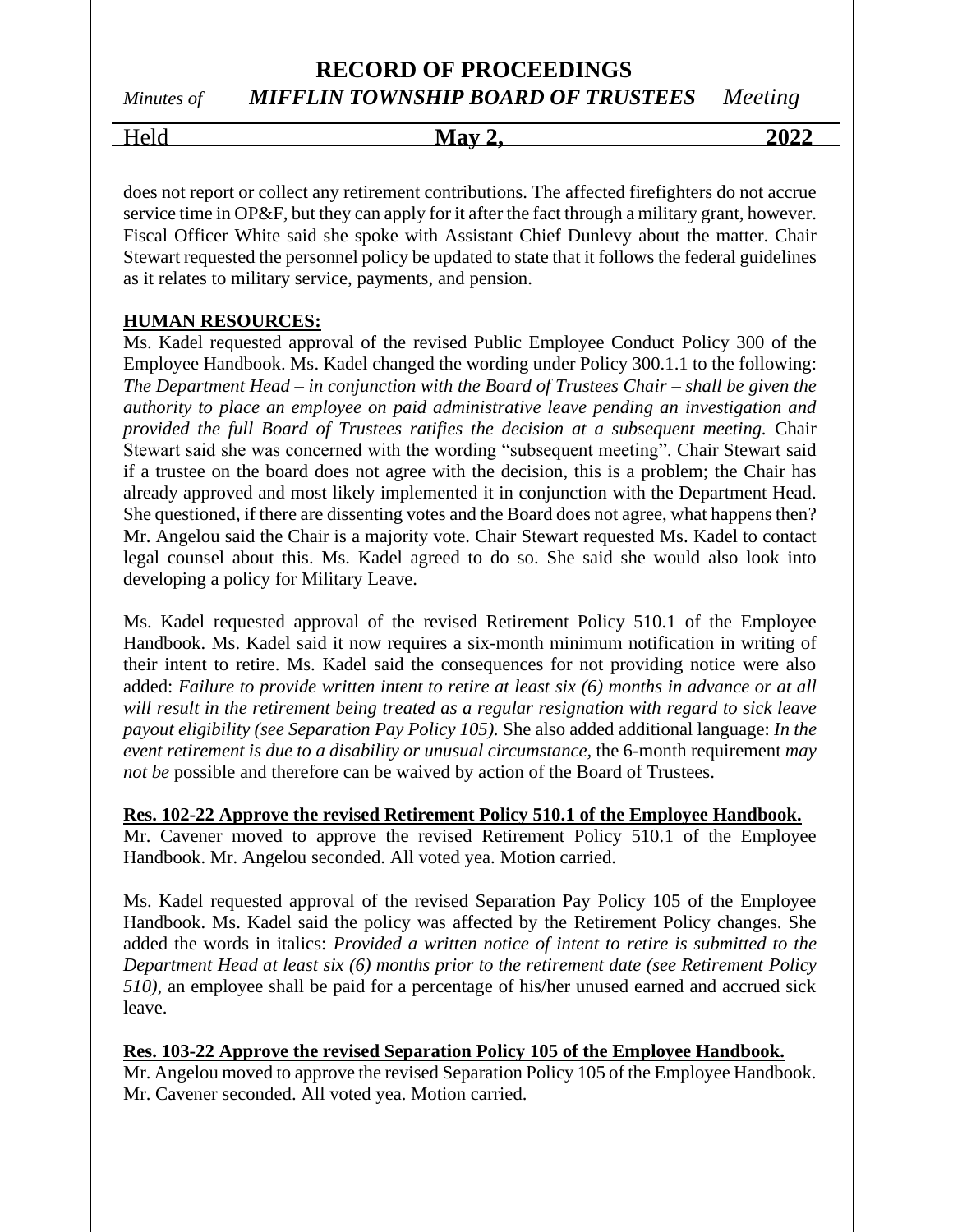does not report or collect any retirement contributions. The affected firefighters do not accrue service time in OP&F, but they can apply for it after the fact through a military grant, however. Fiscal Officer White said she spoke with Assistant Chief Dunlevy about the matter. Chair Stewart requested the personnel policy be updated to state that it follows the federal guidelines as it relates to military service, payments, and pension.

**HUMAN RESOURCES:**

Ms. Kadel requested approval of the revised Public Employee Conduct Policy 300 of the Employee Handbook. Ms. Kadel changed the wording under Policy 300.1.1 to the following: *The Department Head – in conjunction with the Board of Trustees Chair – shall be given the authority to place an employee on paid administrative leave pending an investigation and provided the full Board of Trustees ratifies the decision at a subsequent meeting.* Chair Stewart said she was concerned with the wording "subsequent meeting". Chair Stewart said if a trustee on the board does not agree with the decision, this is a problem; the Chair has already approved and most likely implemented it in conjunction with the Department Head. She questioned, if there are dissenting votes and the Board does not agree, what happens then? Mr. Angelou said the Chair is a majority vote. Chair Stewart requested Ms. Kadel to contact legal counsel about this. Ms. Kadel agreed to do so. She said she would also look into developing a policy for Military Leave.

Ms. Kadel requested approval of the revised Retirement Policy 510.1 of the Employee Handbook. Ms. Kadel said it now requires a six-month minimum notification in writing of their intent to retire. Ms. Kadel said the consequences for not providing notice were also added: *Failure to provide written intent to retire at least six (6) months in advance or at all will result in the retirement being treated as a regular resignation with regard to sick leave payout eligibility (see Separation Pay Policy 105).* She also added additional language: *In the event retirement is due to a disability or unusual circumstance,* the 6-month requirement *may not be* possible and therefore can be waived by action of the Board of Trustees.

**Res. 102-22 Approve the revised Retirement Policy 510.1 of the Employee Handbook.**

Mr. Cavener moved to approve the revised Retirement Policy 510.1 of the Employee Handbook. Mr. Angelou seconded. All voted yea. Motion carried.

Ms. Kadel requested approval of the revised Separation Pay Policy 105 of the Employee Handbook. Ms. Kadel said the policy was affected by the Retirement Policy changes. She added the words in italics: *Provided a written notice of intent to retire is submitted to the Department Head at least six (6) months prior to the retirement date (see Retirement Policy 510),* an employee shall be paid for a percentage of his/her unused earned and accrued sick leave.

**Res. 103-22 Approve the revised Separation Policy 105 of the Employee Handbook.**

Mr. Angelou moved to approve the revised Separation Policy 105 of the Employee Handbook. Mr. Cavener seconded. All voted yea. Motion carried.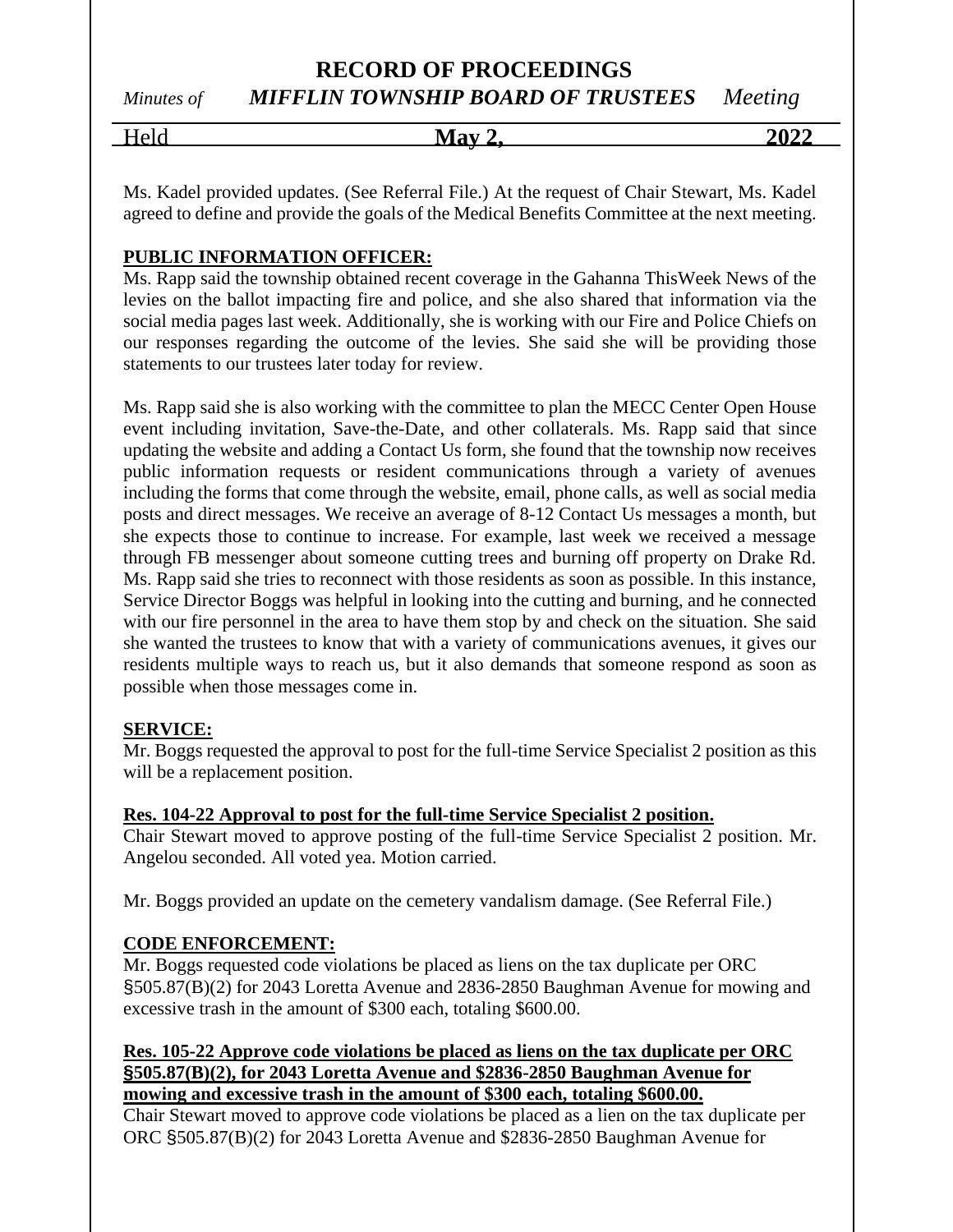Ms. Kadel provided updates. (See Referral File.) At the request of Chair Stewart, Ms. Kadel agreed to define and provide the goals of the Medical Benefits Committee at the next meeting.

**PUBLIC INFORMATION OFFICER:**

Ms. Rapp said the township obtained recent coverage in the Gahanna ThisWeek News of the levies on the ballot impacting fire and police, and she also shared that information via the social media pages last week. Additionally, she is working with our Fire and Police Chiefs on our responses regarding the outcome of the levies. She said she will be providing those statements to our trustees later today for review.

Ms. Rapp said she is also working with the committee to plan the MECC Center Open House event including invitation, Save-the-Date, and other collaterals. Ms. Rapp said that since updating the website and adding a Contact Us form, she found that the township now receives public information requests or resident communications through a variety of avenues including the forms that come through the website, email, phone calls, as well as social media posts and direct messages. We receive an average of 8-12 Contact Us messages a month, but she expects those to continue to increase. For example, last week we received a message through FB messenger about someone cutting trees and burning off property on Drake Rd. Ms. Rapp said she tries to reconnect with those residents as soon as possible. In this instance, Service Director Boggs was helpful in looking into the cutting and burning, and he connected with our fire personnel in the area to have them stop by and check on the situation. She said she wanted the trustees to know that with a variety of communications avenues, it gives our residents multiple ways to reach us, but it also demands that someone respond as soon as possible when those messages come in.

**SERVICE:**

Mr. Boggs requested the approval to post for the full-time Service Specialist 2 position as this will be a replacement position.

**Res. 104-22 Approval to post for the full-time Service Specialist 2 position.**

Chair Stewart moved to approve posting of the full-time Service Specialist 2 position. Mr. Angelou seconded. All voted yea. Motion carried.

Mr. Boggs provided an update on the cemetery vandalism damage. (See Referral File.)

**CODE ENFORCEMENT:**

Mr. Boggs requested code violations be placed as liens on the tax duplicate per ORC §505.87(B)(2) for 2043 Loretta Avenue and 2836-2850 Baughman Avenue for mowing and excessive trash in the amount of $300 each, totaling $600.00.

**Res. 105-22 Approve code violations be placed as liens on the tax duplicate per ORC §505.87(B)(2), for 2043 Loretta Avenue and $2836-2850 Baughman Avenue for mowing and excessive trash in the amount of $300 each, totaling $600.00.**

Chair Stewart moved to approve code violations be placed as a lien on the tax duplicate per ORC §505.87(B)(2) for 2043 Loretta Avenue and $2836-2850 Baughman Avenue for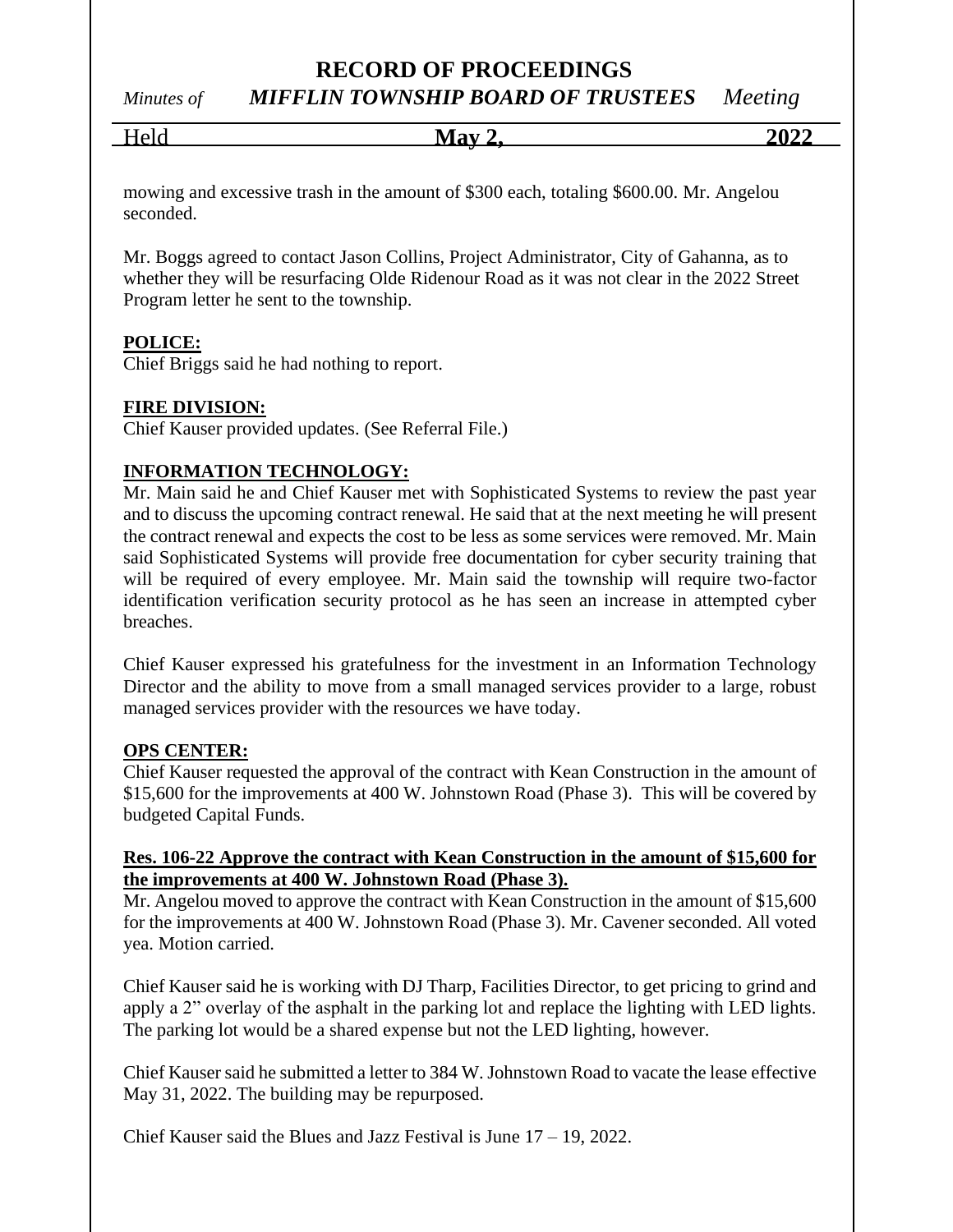mowing and excessive trash in the amount of $300 each, totaling $600.00. Mr. Angelou seconded.

Mr. Boggs agreed to contact Jason Collins, Project Administrator, City of Gahanna, as to whether they will be resurfacing Olde Ridenour Road as it was not clear in the 2022 Street Program letter he sent to the township.

**POLICE:**

Chief Briggs said he had nothing to report.

**FIRE DIVISION:**

Chief Kauser provided updates. (See Referral File.)

**INFORMATION TECHNOLOGY:**

Mr. Main said he and Chief Kauser met with Sophisticated Systems to review the past year and to discuss the upcoming contract renewal. He said that at the next meeting he will present the contract renewal and expects the cost to be less as some services were removed. Mr. Main said Sophisticated Systems will provide free documentation for cyber security training that will be required of every employee. Mr. Main said the township will require two-factor identification verification security protocol as he has seen an increase in attempted cyber breaches.

Chief Kauser expressed his gratefulness for the investment in an Information Technology Director and the ability to move from a small managed services provider to a large, robust managed services provider with the resources we have today.

**OPS CENTER:**

Chief Kauser requested the approval of the contract with Kean Construction in the amount of $15,600 for the improvements at 400 W. Johnstown Road (Phase 3). This will be covered by budgeted Capital Funds.

**Res. 106-22 Approve the contract with Kean Construction in the amount of $15,600 for the improvements at 400 W. Johnstown Road (Phase 3).**

Mr. Angelou moved to approve the contract with Kean Construction in the amount of $15,600 for the improvements at 400 W. Johnstown Road (Phase 3). Mr. Cavener seconded. All voted yea. Motion carried.

Chief Kauser said he is working with DJ Tharp, Facilities Director, to get pricing to grind and apply a 2" overlay of the asphalt in the parking lot and replace the lighting with LED lights. The parking lot would be a shared expense but not the LED lighting, however.

Chief Kauser said he submitted a letter to 384 W. Johnstown Road to vacate the lease effective May 31, 2022. The building may be repurposed.

Chief Kauser said the Blues and Jazz Festival is June 17 – 19, 2022.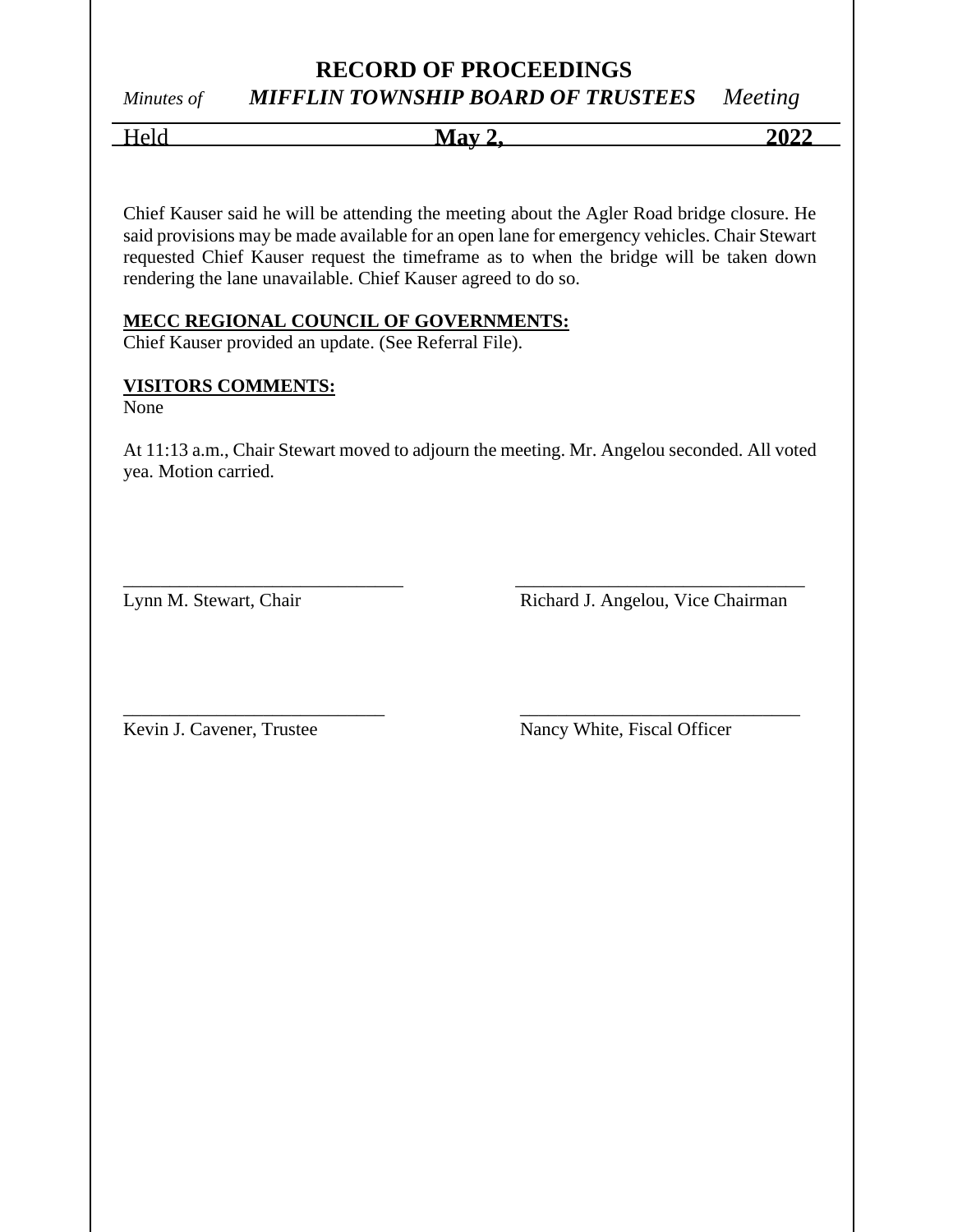Chief Kauser said he will be attending the meeting about the Agler Road bridge closure. He said provisions may be made available for an open lane for emergency vehicles. Chair Stewart requested Chief Kauser request the timeframe as to when the bridge will be taken down rendering the lane unavailable. Chief Kauser agreed to do so.

**MECC REGIONAL COUNCIL OF GOVERNMENTS:**
Chief Kauser provided an update. (See Referral File).

**VISITORS COMMENTS:**
None

At 11:13 a.m., Chair Stewart moved to adjourn the meeting. Mr. Angelou seconded. All voted yea. Motion carried.

| | |
|---|---|
| _______________________________ | _______________________________ |
| Lynn M. Stewart, Chair | Richard J. Angelou, Vice Chairman |
| _______________________________ | _______________________________ |
| Kevin J. Cavener, Trustee | Nancy White, Fiscal Officer |